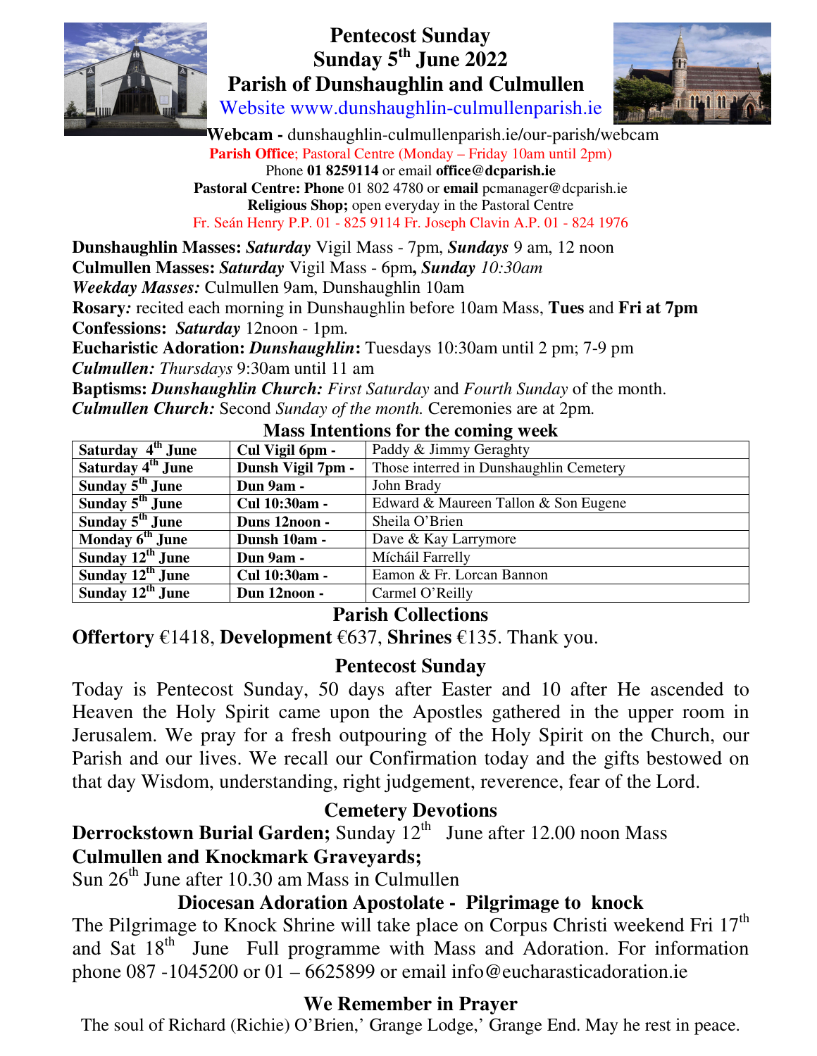# Pentecost Sunday
# Sunday 5th June 2022
# Parish of Dunshaughlin and Culmullen

Website www.dunshaughlin-culmullenparish.ie

**Webcam -** dunshaughlin-culmullenparish.ie/our-parish/webcam

**Parish Office**; Pastoral Centre (Monday – Friday 10am until 2pm)

Phone **01 8259114** or email **office@dcparish.ie**

**Pastoral Centre: Phone** 01 802 4780 or **email** pcmanager@dcparish.ie

**Religious Shop;** open everyday in the Pastoral Centre

Fr. Seán Henry P.P. 01 - 825 9114 Fr. Joseph Clavin A.P. 01 - 824 1976

**Dunshaughlin Masses:** ***Saturday*** Vigil Mass - 7pm, ***Sundays*** 9 am, 12 noon

**Culmullen Masses:** ***Saturday*** Vigil Mass - 6pm**,** ***Sunday*** *10:30am*

***Weekday Masses:*** Culmullen 9am, Dunshaughlin 10am

**Rosary***:* recited each morning in Dunshaughlin before 10am Mass, **Tues** and **Fri at 7pm**

**Confessions:** ***Saturday*** 12noon - 1pm.

**Eucharistic Adoration:** ***Dunshaughlin*****:** Tuesdays 10:30am until 2 pm; 7-9 pm

***Culmullen:*** *Thursdays* 9:30am until 11 am

**Baptisms:** ***Dunshaughlin Church:*** *First Saturday* and *Fourth Sunday* of the month.

***Culmullen Church:*** Second *Sunday of the month.* Ceremonies are at 2pm.

## Mass Intentions for the coming week

| Saturday 4th June | Cul Vigil 6pm - | Paddy & Jimmy Geraghty |
|---|---|---|
| Saturday 4th June | Dunsh Vigil 7pm - | Those interred in Dunshaughlin Cemetery |
| Sunday 5th June | Dun 9am - | John Brady |
| Sunday 5th June | Cul 10:30am - | Edward & Maureen Tallon & Son Eugene |
| Sunday 5th June | Duns 12noon - | Sheila O'Brien |
| Monday 6th June | Dunsh 10am - | Dave & Kay Larrymore |
| Sunday 12th June | Dun 9am - | Mícháil Farrelly |
| Sunday 12th June | Cul 10:30am - | Eamon & Fr. Lorcan Bannon |
| Sunday 12th June | Dun 12noon - | Carmel O'Reilly |

## Parish Collections

**Offertory** €1418, **Development** €637, **Shrines** €135. Thank you.

## Pentecost Sunday

Today is Pentecost Sunday, 50 days after Easter and 10 after He ascended to Heaven the Holy Spirit came upon the Apostles gathered in the upper room in Jerusalem. We pray for a fresh outpouring of the Holy Spirit on the Church, our Parish and our lives. We recall our Confirmation today and the gifts bestowed on that day Wisdom, understanding, right judgement, reverence, fear of the Lord.

## Cemetery Devotions

**Derrockstown Burial Garden;** Sunday 12th June after 12.00 noon Mass

**Culmullen and Knockmark Graveyards;**

Sun 26th June after 10.30 am Mass in Culmullen

## Diocesan Adoration Apostolate - Pilgrimage to knock

The Pilgrimage to Knock Shrine will take place on Corpus Christi weekend Fri 17th and Sat 18th June Full programme with Mass and Adoration. For information phone 087 -1045200 or 01 – 6625899 or email info@eucharasticadoration.ie

## We Remember in Prayer

The soul of Richard (Richie) O'Brien,' Grange Lodge,' Grange End. May he rest in peace.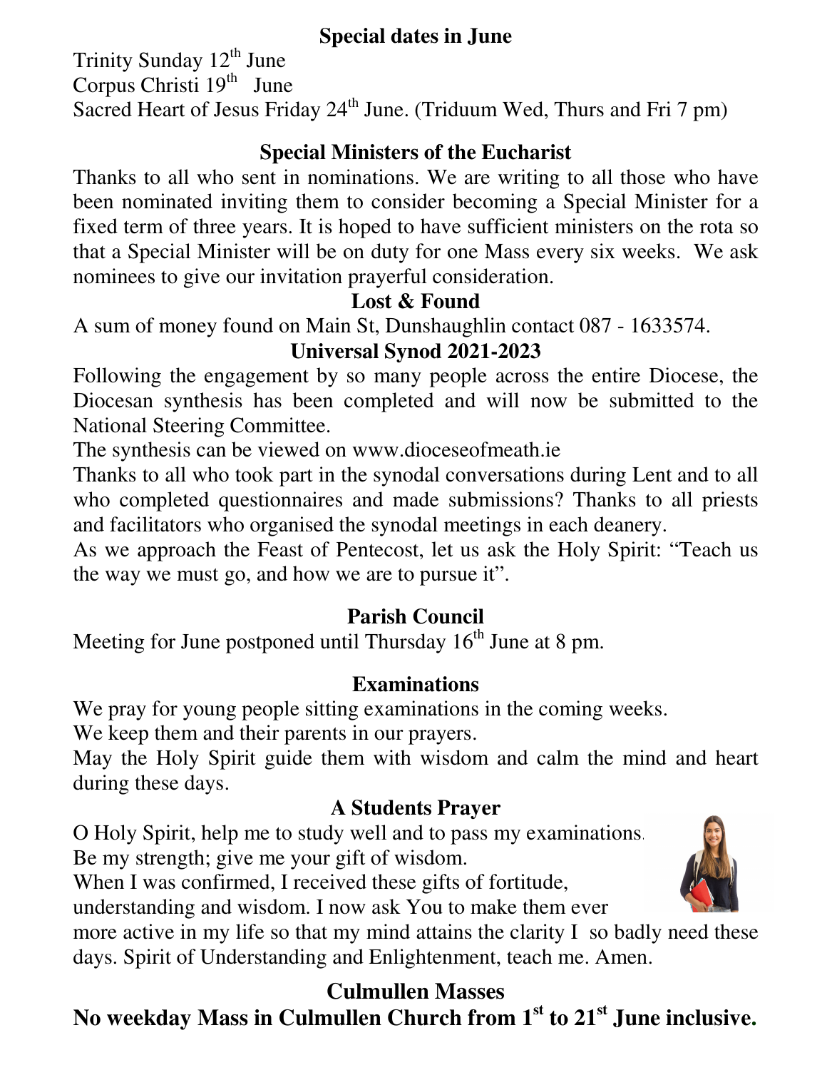## Special dates in June

Trinity Sunday 12th June
Corpus Christi 19th June
Sacred Heart of Jesus Friday 24th June. (Triduum Wed, Thurs and Fri 7 pm)

## Special Ministers of the Eucharist

Thanks to all who sent in nominations. We are writing to all those who have been nominated inviting them to consider becoming a Special Minister for a fixed term of three years. It is hoped to have sufficient ministers on the rota so that a Special Minister will be on duty for one Mass every six weeks. We ask nominees to give our invitation prayerful consideration.

## Lost & Found

A sum of money found on Main St, Dunshaughlin contact 087 - 1633574.

## Universal Synod 2021-2023

Following the engagement by so many people across the entire Diocese, the Diocesan synthesis has been completed and will now be submitted to the National Steering Committee.

The synthesis can be viewed on www.dioceseofmeath.ie

Thanks to all who took part in the synodal conversations during Lent and to all who completed questionnaires and made submissions? Thanks to all priests and facilitators who organised the synodal meetings in each deanery.

As we approach the Feast of Pentecost, let us ask the Holy Spirit: "Teach us the way we must go, and how we are to pursue it".

## Parish Council

Meeting for June postponed until Thursday 16th June at 8 pm.

## Examinations

We pray for young people sitting examinations in the coming weeks.
We keep them and their parents in our prayers.
May the Holy Spirit guide them with wisdom and calm the mind and heart during these days.

## A Students Prayer

O Holy Spirit, help me to study well and to pass my examinations.
Be my strength; give me your gift of wisdom.
When I was confirmed, I received these gifts of fortitude, understanding and wisdom. I now ask You to make them ever more active in my life so that my mind attains the clarity I so badly need these days. Spirit of Understanding and Enlightenment, teach me. Amen.

## Culmullen Masses

**No weekday Mass in Culmullen Church from 1st to 21st June inclusive.**